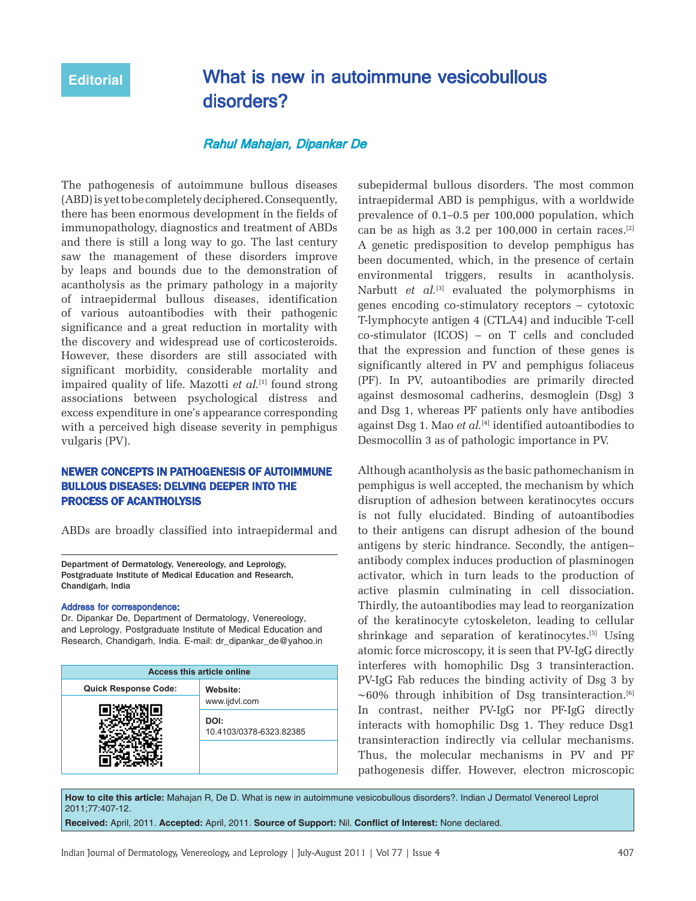Editorial

# What is new in autoimmune vesicobullous disorders?

*Rahul Mahajan, Dipankar De*

The pathogenesis of autoimmune bullous diseases (ABD) is yet to be completely deciphered. Consequently, there has been enormous development in the fields of immunopathology, diagnostics and treatment of ABDs and there is still a long way to go. The last century saw the management of these disorders improve by leaps and bounds due to the demonstration of acantholysis as the primary pathology in a majority of intraepidermal bullous diseases, identification of various autoantibodies with their pathogenic significance and a great reduction in mortality with the discovery and widespread use of corticosteroids. However, these disorders are still associated with significant morbidity, considerable mortality and impaired quality of life. Mazotti *et al.*[1] found strong associations between psychological distress and excess expenditure in one's appearance corresponding with a perceived high disease severity in pemphigus vulgaris (PV).

## NEWER CONCEPTS IN PATHOGENESIS OF AUTOIMMUNE BULLOUS DISEASES: DELVING DEEPER INTO THE PROCESS OF ACANTHOLYSIS

ABDs are broadly classified into intraepidermal and subepidermal bullous disorders. The most common intraepidermal ABD is pemphigus, with a worldwide prevalence of 0.1–0.5 per 100,000 population, which can be as high as 3.2 per 100,000 in certain races.[2] A genetic predisposition to develop pemphigus has been documented, which, in the presence of certain environmental triggers, results in acantholysis. Narbutt *et al.*[3] evaluated the polymorphisms in genes encoding co-stimulatory receptors – cytotoxic T-lymphocyte antigen 4 (CTLA4) and inducible T-cell co-stimulator (ICOS) – on T cells and concluded that the expression and function of these genes is significantly altered in PV and pemphigus foliaceus (PF). In PV, autoantibodies are primarily directed against desmosomal cadherins, desmoglein (Dsg) 3 and Dsg 1, whereas PF patients only have antibodies against Dsg 1. Mao *et al.*[4] identified autoantibodies to Desmocollin 3 as of pathologic importance in PV.

Although acantholysis as the basic pathomechanism in pemphigus is well accepted, the mechanism by which disruption of adhesion between keratinocytes occurs is not fully elucidated. Binding of autoantibodies to their antigens can disrupt adhesion of the bound antigens by steric hindrance. Secondly, the antigen–antibody complex induces production of plasminogen activator, which in turn leads to the production of active plasmin culminating in cell dissociation. Thirdly, the autoantibodies may lead to reorganization of the keratinocyte cytoskeleton, leading to cellular shrinkage and separation of keratinocytes.[5] Using atomic force microscopy, it is seen that PV-IgG directly interferes with homophilic Dsg 3 transinteraction. PV-IgG Fab reduces the binding activity of Dsg 3 by ~60% through inhibition of Dsg transinteraction.[6] In contrast, neither PV-IgG nor PF-IgG directly interacts with homophilic Dsg 1. They reduce Dsg1 transinteraction indirectly via cellular mechanisms. Thus, the molecular mechanisms in PV and PF pathogenesis differ. However, electron microscopic

---

Department of Dermatology, Venereology, and Leprology, Postgraduate Institute of Medical Education and Research, Chandigarh, India

**Address for correspondence:**
Dr. Dipankar De, Department of Dermatology, Venereology, and Leprology, Postgraduate Institute of Medical Education and Research, Chandigarh, India. E-mail: dr_dipankar_de@yahoo.in

| Access this article online | |
|---|---|
| Quick Response Code: | Website: www.ijdvl.com |
| | DOI: 10.4103/0378-6323.82385 |

**How to cite this article:** Mahajan R, De D. What is new in autoimmune vesicobullous disorders?. Indian J Dermatol Venereol Leprol 2011;77:407-12.

**Received:** April, 2011. **Accepted:** April, 2011. **Source of Support:** Nil. **Conflict of Interest:** None declared.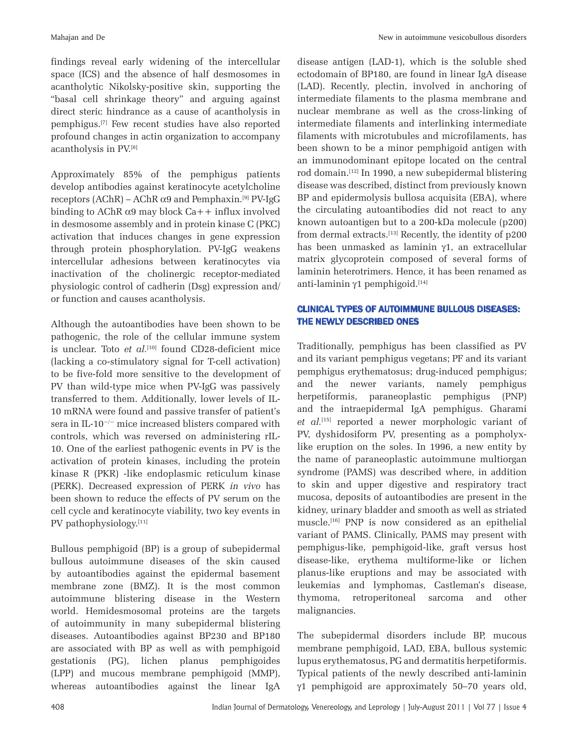findings reveal early widening of the intercellular space (ICS) and the absence of half desmosomes in acantholytic Nikolsky-positive skin, supporting the "basal cell shrinkage theory" and arguing against direct steric hindrance as a cause of acantholysis in pemphigus.[7] Few recent studies have also reported profound changes in actin organization to accompany acantholysis in PV.[8]

Approximately 85% of the pemphigus patients develop antibodies against keratinocyte acetylcholine receptors (AChR) – AChR $\alpha 9$ and Pemphaxin.[9] PV-IgG binding to AChR $\alpha 9$ may block $Ca^{++}$ influx involved in desmosome assembly and in protein kinase C (PKC) activation that induces changes in gene expression through protein phosphorylation. PV-IgG weakens intercellular adhesions between keratinocytes via inactivation of the cholinergic receptor-mediated physiologic control of cadherin (Dsg) expression and/or function and causes acantholysis.

Although the autoantibodies have been shown to be pathogenic, the role of the cellular immune system is unclear. Toto *et al.*[10] found CD28-deficient mice (lacking a co-stimulatory signal for T-cell activation) to be five-fold more sensitive to the development of PV than wild-type mice when PV-IgG was passively transferred to them. Additionally, lower levels of IL-10 mRNA were found and passive transfer of patient's sera in IL-$10^{-/-}$ mice increased blisters compared with controls, which was reversed on administering rIL-10. One of the earliest pathogenic events in PV is the activation of protein kinases, including the protein kinase R (PKR) -like endoplasmic reticulum kinase (PERK). Decreased expression of PERK *in vivo* has been shown to reduce the effects of PV serum on the cell cycle and keratinocyte viability, two key events in PV pathophysiology.[11]

Bullous pemphigoid (BP) is a group of subepidermal bullous autoimmune diseases of the skin caused by autoantibodies against the epidermal basement membrane zone (BMZ). It is the most common autoimmune blistering disease in the Western world. Hemidesmosomal proteins are the targets of autoimmunity in many subepidermal blistering diseases. Autoantibodies against BP230 and BP180 are associated with BP as well as with pemphigoid gestationis (PG), lichen planus pemphigoides (LPP) and mucous membrane pemphigoid (MMP), whereas autoantibodies against the linear IgA disease antigen (LAD-1), which is the soluble shed ectodomain of BP180, are found in linear IgA disease (LAD). Recently, plectin, involved in anchoring of intermediate filaments to the plasma membrane and nuclear membrane as well as the cross-linking of intermediate filaments and interlinking intermediate filaments with microtubules and microfilaments, has been shown to be a minor pemphigoid antigen with an immunodominant epitope located on the central rod domain.[12] In 1990, a new subepidermal blistering disease was described, distinct from previously known BP and epidermolysis bullosa acquisita (EBA), where the circulating autoantibodies did not react to any known autoantigen but to a 200-kDa molecule (p200) from dermal extracts.[13] Recently, the identity of p200 has been unmasked as laminin $\gamma 1$, an extracellular matrix glycoprotein composed of several forms of laminin heterotrimers. Hence, it has been renamed as anti-laminin $\gamma 1$ pemphigoid.[14]

## CLINICAL TYPES OF AUTOIMMUNE BULLOUS DISEASES: THE NEWLY DESCRIBED ONES

Traditionally, pemphigus has been classified as PV and its variant pemphigus vegetans; PF and its variant pemphigus erythematosus; drug-induced pemphigus; and the newer variants, namely pemphigus herpetiformis, paraneoplastic pemphigus (PNP) and the intraepidermal IgA pemphigus. Gharami *et al.*[15] reported a newer morphologic variant of PV, dyshidosiform PV, presenting as a pompholyx-like eruption on the soles. In 1996, a new entity by the name of paraneoplastic autoimmune multiorgan syndrome (PAMS) was described where, in addition to skin and upper digestive and respiratory tract mucosa, deposits of autoantibodies are present in the kidney, urinary bladder and smooth as well as striated muscle.[16] PNP is now considered as an epithelial variant of PAMS. Clinically, PAMS may present with pemphigus-like, pemphigoid-like, graft versus host disease-like, erythema multiforme-like or lichen planus-like eruptions and may be associated with leukemias and lymphomas, Castleman's disease, thymoma, retroperitoneal sarcoma and other malignancies.

The subepidermal disorders include BP, mucous membrane pemphigoid, LAD, EBA, bullous systemic lupus erythematosus, PG and dermatitis herpetiformis. Typical patients of the newly described anti-laminin $\gamma 1$ pemphigoid are approximately 50–70 years old,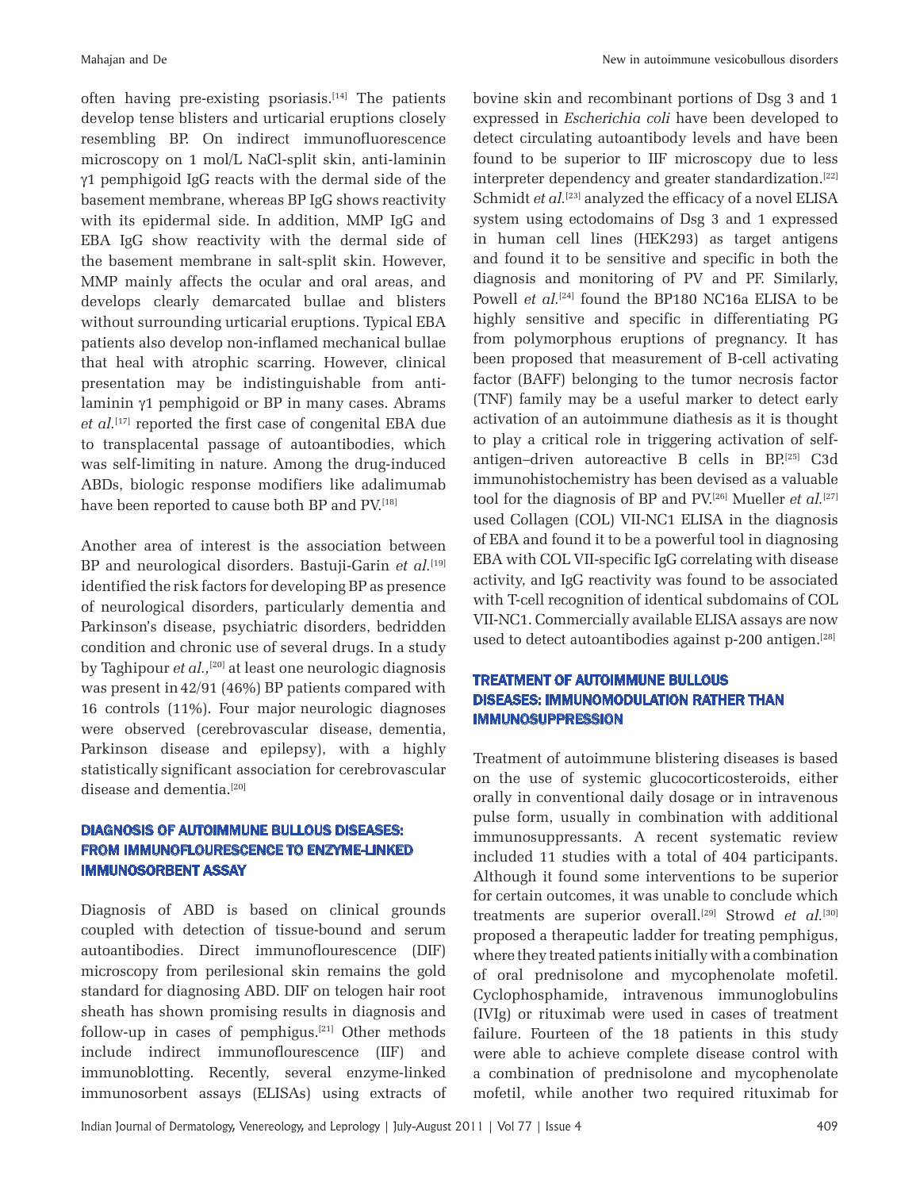often having pre-existing psoriasis.[14] The patients develop tense blisters and urticarial eruptions closely resembling BP. On indirect immunofluorescence microscopy on 1 mol/L NaCl-split skin, anti-laminin γ1 pemphigoid IgG reacts with the dermal side of the basement membrane, whereas BP IgG shows reactivity with its epidermal side. In addition, MMP IgG and EBA IgG show reactivity with the dermal side of the basement membrane in salt-split skin. However, MMP mainly affects the ocular and oral areas, and develops clearly demarcated bullae and blisters without surrounding urticarial eruptions. Typical EBA patients also develop non-inflamed mechanical bullae that heal with atrophic scarring. However, clinical presentation may be indistinguishable from anti-laminin γ1 pemphigoid or BP in many cases. Abrams *et al.*[17] reported the first case of congenital EBA due to transplacental passage of autoantibodies, which was self-limiting in nature. Among the drug-induced ABDs, biologic response modifiers like adalimumab have been reported to cause both BP and PV.[18]

Another area of interest is the association between BP and neurological disorders. Bastuji-Garin *et al.*[19] identified the risk factors for developing BP as presence of neurological disorders, particularly dementia and Parkinson's disease, psychiatric disorders, bedridden condition and chronic use of several drugs. In a study by Taghipour *et al.*,[20] at least one neurologic diagnosis was present in 42/91 (46%) BP patients compared with 16 controls (11%). Four major neurologic diagnoses were observed (cerebrovascular disease, dementia, Parkinson disease and epilepsy), with a highly statistically significant association for cerebrovascular disease and dementia.[20]

## DIAGNOSIS OF AUTOIMMUNE BULLOUS DISEASES: FROM IMMUNOFLOURESCENCE TO ENZYME-LINKED IMMUNOSORBENT ASSAY

Diagnosis of ABD is based on clinical grounds coupled with detection of tissue-bound and serum autoantibodies. Direct immunoflourescence (DIF) microscopy from perilesional skin remains the gold standard for diagnosing ABD. DIF on telogen hair root sheath has shown promising results in diagnosis and follow-up in cases of pemphigus.[21] Other methods include indirect immunoflourescence (IIF) and immunoblotting. Recently, several enzyme-linked immunosorbent assays (ELISAs) using extracts of bovine skin and recombinant portions of Dsg 3 and 1 expressed in *Escherichia coli* have been developed to detect circulating autoantibody levels and have been found to be superior to IIF microscopy due to less interpreter dependency and greater standardization.[22] Schmidt *et al.*[23] analyzed the efficacy of a novel ELISA system using ectodomains of Dsg 3 and 1 expressed in human cell lines (HEK293) as target antigens and found it to be sensitive and specific in both the diagnosis and monitoring of PV and PF. Similarly, Powell *et al.*[24] found the BP180 NC16a ELISA to be highly sensitive and specific in differentiating PG from polymorphous eruptions of pregnancy. It has been proposed that measurement of B-cell activating factor (BAFF) belonging to the tumor necrosis factor (TNF) family may be a useful marker to detect early activation of an autoimmune diathesis as it is thought to play a critical role in triggering activation of self-antigen–driven autoreactive B cells in BP.[25] C3d immunohistochemistry has been devised as a valuable tool for the diagnosis of BP and PV.[26] Mueller *et al.*[27] used Collagen (COL) VII-NC1 ELISA in the diagnosis of EBA and found it to be a powerful tool in diagnosing EBA with COL VII-specific IgG correlating with disease activity, and IgG reactivity was found to be associated with T-cell recognition of identical subdomains of COL VII-NC1. Commercially available ELISA assays are now used to detect autoantibodies against p-200 antigen.[28]

## TREATMENT OF AUTOIMMUNE BULLOUS DISEASES: IMMUNOMODULATION RATHER THAN IMMUNOSUPPRESSION

Treatment of autoimmune blistering diseases is based on the use of systemic glucocorticosteroids, either orally in conventional daily dosage or in intravenous pulse form, usually in combination with additional immunosuppressants. A recent systematic review included 11 studies with a total of 404 participants. Although it found some interventions to be superior for certain outcomes, it was unable to conclude which treatments are superior overall.[29] Strowd *et al.*[30] proposed a therapeutic ladder for treating pemphigus, where they treated patients initially with a combination of oral prednisolone and mycophenolate mofetil. Cyclophosphamide, intravenous immunoglobulins (IVIg) or rituximab were used in cases of treatment failure. Fourteen of the 18 patients in this study were able to achieve complete disease control with a combination of prednisolone and mycophenolate mofetil, while another two required rituximab for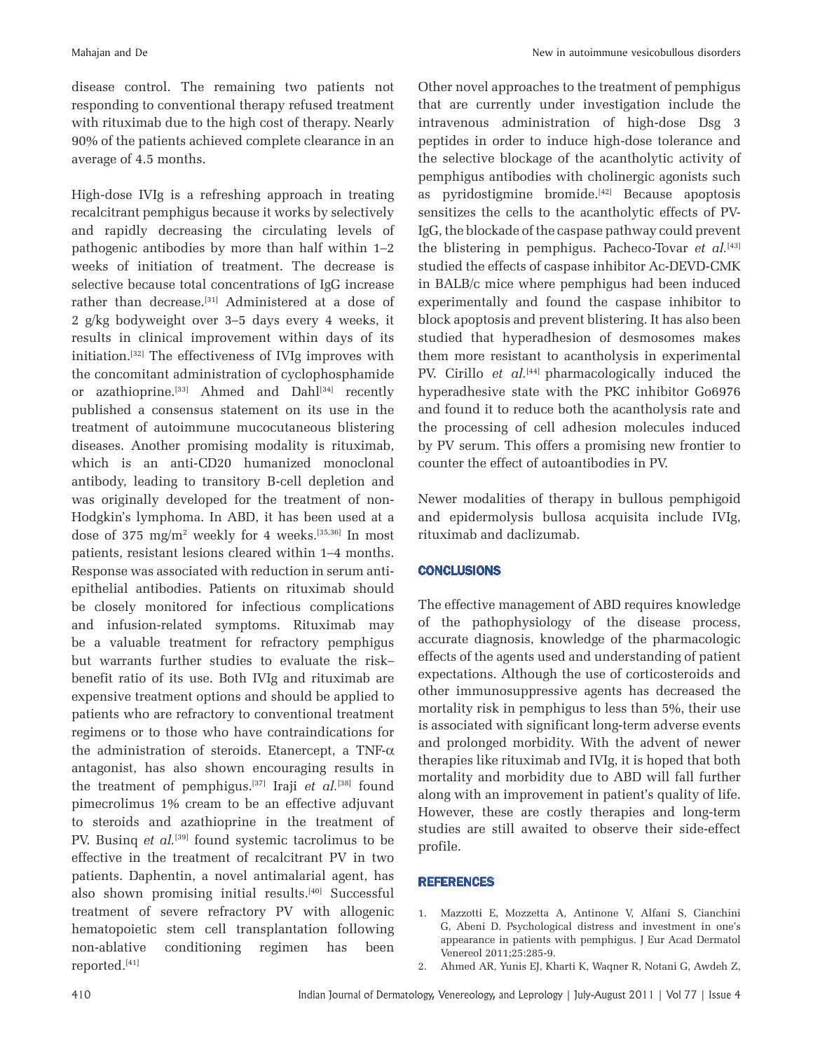disease control. The remaining two patients not responding to conventional therapy refused treatment with rituximab due to the high cost of therapy. Nearly 90% of the patients achieved complete clearance in an average of 4.5 months.

High-dose IVIg is a refreshing approach in treating recalcitrant pemphigus because it works by selectively and rapidly decreasing the circulating levels of pathogenic antibodies by more than half within 1–2 weeks of initiation of treatment. The decrease is selective because total concentrations of IgG increase rather than decrease.[31] Administered at a dose of 2 g/kg bodyweight over 3–5 days every 4 weeks, it results in clinical improvement within days of its initiation.[32] The effectiveness of IVIg improves with the concomitant administration of cyclophosphamide or azathioprine.[33] Ahmed and Dahl[34] recently published a consensus statement on its use in the treatment of autoimmune mucocutaneous blistering diseases. Another promising modality is rituximab, which is an anti-CD20 humanized monoclonal antibody, leading to transitory B-cell depletion and was originally developed for the treatment of non-Hodgkin's lymphoma. In ABD, it has been used at a dose of 375 mg/m$^2$ weekly for 4 weeks.[35,36] In most patients, resistant lesions cleared within 1–4 months. Response was associated with reduction in serum anti-epithelial antibodies. Patients on rituximab should be closely monitored for infectious complications and infusion-related symptoms. Rituximab may be a valuable treatment for refractory pemphigus but warrants further studies to evaluate the risk–benefit ratio of its use. Both IVIg and rituximab are expensive treatment options and should be applied to patients who are refractory to conventional treatment regimens or to those who have contraindications for the administration of steroids. Etanercept, a TNF-$\alpha$ antagonist, has also shown encouraging results in the treatment of pemphigus.[37] Iraji *et al.*[38] found pimecrolimus 1% cream to be an effective adjuvant to steroids and azathioprine in the treatment of PV. Businq *et al.*[39] found systemic tacrolimus to be effective in the treatment of recalcitrant PV in two patients. Daphentin, a novel antimalarial agent, has also shown promising initial results.[40] Successful treatment of severe refractory PV with allogenic hematopoietic stem cell transplantation following non-ablative conditioning regimen has been reported.[41]

Other novel approaches to the treatment of pemphigus that are currently under investigation include the intravenous administration of high-dose Dsg 3 peptides in order to induce high-dose tolerance and the selective blockage of the acantholytic activity of pemphigus antibodies with cholinergic agonists such as pyridostigmine bromide.[42] Because apoptosis sensitizes the cells to the acantholytic effects of PV-IgG, the blockade of the caspase pathway could prevent the blistering in pemphigus. Pacheco-Tovar *et al.*[43] studied the effects of caspase inhibitor Ac-DEVD-CMK in BALB/c mice where pemphigus had been induced experimentally and found the caspase inhibitor to block apoptosis and prevent blistering. It has also been studied that hyperadhesion of desmosomes makes them more resistant to acantholysis in experimental PV. Cirillo *et al.*[44] pharmacologically induced the hyperadhesive state with the PKC inhibitor Go6976 and found it to reduce both the acantholysis rate and the processing of cell adhesion molecules induced by PV serum. This offers a promising new frontier to counter the effect of autoantibodies in PV.

Newer modalities of therapy in bullous pemphigoid and epidermolysis bullosa acquisita include IVIg, rituximab and daclizumab.

## CONCLUSIONS

The effective management of ABD requires knowledge of the pathophysiology of the disease process, accurate diagnosis, knowledge of the pharmacologic effects of the agents used and understanding of patient expectations. Although the use of corticosteroids and other immunosuppressive agents has decreased the mortality risk in pemphigus to less than 5%, their use is associated with significant long-term adverse events and prolonged morbidity. With the advent of newer therapies like rituximab and IVIg, it is hoped that both mortality and morbidity due to ABD will fall further along with an improvement in patient's quality of life. However, these are costly therapies and long-term studies are still awaited to observe their side-effect profile.

## REFERENCES

1. Mazzotti E, Mozzetta A, Antinone V, Alfani S, Cianchini G, Abeni D. Psychological distress and investment in one's appearance in patients with pemphigus. J Eur Acad Dermatol Venereol 2011;25:285-9.
2. Ahmed AR, Yunis EJ, Kharti K, Waqner R, Notani G, Awdeh Z,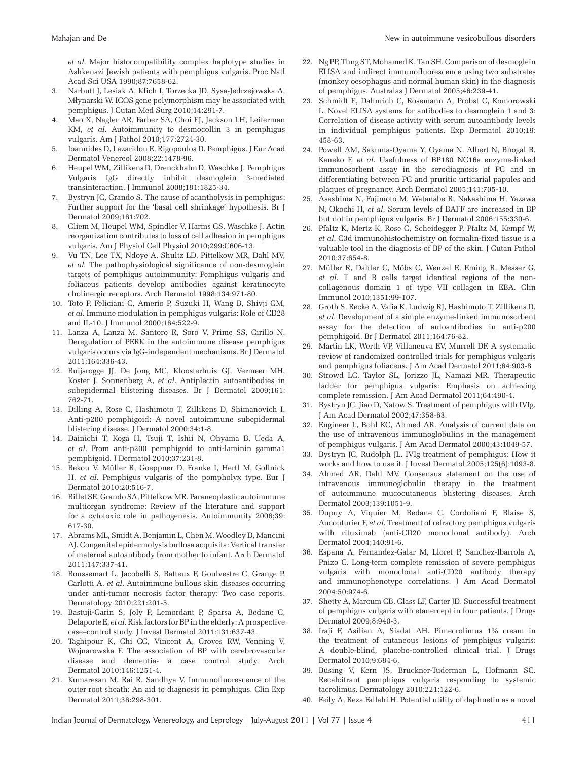*et al*. Major histocompatibility complex haplotype studies in Ashkenazi Jewish patients with pemphigus vulgaris. Proc Natl Acad Sci USA 1990;87:7658-62.

3. Narbutt J, Lesiak A, Klich I, Torzecka JD, Sysa-Jedrzejowska A, Młynarski W. ICOS gene polymorphism may be associated with pemphigus. J Cutan Med Surg 2010;14:291-7.
4. Mao X, Nagler AR, Farber SA, Choi EJ, Jackson LH, Leiferman KM, *et al*. Autoimmunity to desmocollin 3 in pemphigus vulgaris. Am J Pathol 2010;177:2724-30.
5. Ioannides D, Lazaridou E, Rigopoulos D. Pemphigus. J Eur Acad Dermatol Venereol 2008;22:1478-96.
6. Heupel WM, Zillikens D, Drenckhahn D, Waschke J. Pemphigus Vulgaris IgG directly inhibit desmoglein 3-mediated transinteraction. J Immunol 2008;181:1825-34.
7. Bystryn JC, Grando S. The cause of acantholysis in pemphigus: Further support for the 'basal cell shrinkage' hypothesis. Br J Dermatol 2009;161:702.
8. Gliem M, Heupel WM, Spindler V, Harms GS, Waschke J. Actin reorganization contributes to loss of cell adhesion in pemphigus vulgaris. Am J Physiol Cell Physiol 2010;299:C606-13.
9. Vu TN, Lee TX, Ndoye A, Shultz LD, Pittelkow MR, Dahl MV, *et al.* The pathophysiological significance of non-desmoglein targets of pemphigus autoimmunity: Pemphigus vulgaris and foliaceus patients develop antibodies against keratinocyte cholinergic receptors. Arch Dermatol 1998;134:971-80.
10. Toto P, Feliciani C, Amerio P, Suzuki H, Wang B, Shivji GM, *et al*. Immune modulation in pemphigus vulgaris: Role of CD28 and IL-10. J Immunol 2000;164:522-9.
11. Lanza A, Lanza M, Santoro R, Soro V, Prime SS, Cirillo N. Deregulation of PERK in the autoimmune disease pemphigus vulgaris occurs via IgG-independent mechanisms. Br J Dermatol 2011;164:336-43.
12. Buijsrogge JJ, De Jong MC, Kloosterhuis GJ, Vermeer MH, Koster J, Sonnenberg A, *et al*. Antiplectin autoantibodies in subepidermal blistering diseases. Br J Dermatol 2009;161:762-71.
13. Dilling A, Rose C, Hashimoto T, Zillikens D, Shimanovich I. Anti-p200 pemphigoid: A novel autoimmune subepidermal blistering disease. J Dermatol 2000;34:1-8.
14. Dainichi T, Koga H, Tsuji T, Ishii N, Ohyama B, Ueda A, *et al*. From anti-p200 pemphigoid to anti-laminin gamma1 pemphigoid. J Dermatol 2010;37:231-8.
15. Bekou V, Müller R, Goeppner D, Franke I, Hertl M, Gollnick H, *et al*. Pemphigus vulgaris of the pompholyx type. Eur J Dermatol 2010;20:516-7.
16. Billet SE, Grando SA, Pittelkow MR. Paraneoplastic autoimmune multiorgan syndrome: Review of the literature and support for a cytotoxic role in pathogenesis. Autoimmunity 2006;39:617-30.
17. Abrams ML, Smidt A, Benjamin L, Chen M, Woodley D, Mancini AJ. Congenital epidermolysis bullosa acquisita: Vertical transfer of maternal autoantibody from mother to infant. Arch Dermatol 2011;147:337-41.
18. Boussemart L, Jacobelli S, Batteux F, Goulvestre C, Grange P, Carlotti A, *et al*. Autoimmune bullous skin diseases occurring under anti-tumor necrosis factor therapy: Two case reports. Dermatology 2010;221:201-5.
19. Bastuji-Garin S, Joly P, Lemordant P, Sparsa A, Bedane C, Delaporte E, *et al*. Risk factors for BP in the elderly: A prospective case–control study. J Invest Dermatol 2011;131:637-43.
20. Taghipour K, Chi CC, Vincent A, Groves RW, Venning V, Wojnarowska F. The association of BP with cerebrovascular disease and dementia- a case control study. Arch Dermatol 2010;146:1251-4.
21. Kumaresan M, Rai R, Sandhya V. Immunofluorescence of the outer root sheath: An aid to diagnosis in pemphigus. Clin Exp Dermatol 2011;36:298-301.
22. Ng PP, Thng ST, Mohamed K, Tan SH. Comparison of desmoglein ELISA and indirect immunofluorescence using two substrates (monkey oesophagus and normal human skin) in the diagnosis of pemphigus. Australas J Dermatol 2005;46:239-41.
23. Schmidt E, Dahnrich C, Rosemann A, Probst C, Komorowski L. Novel ELISA systems for antibodies to desmoglein 1 and 3: Correlation of disease activity with serum autoantibody levels in individual pemphigus patients. Exp Dermatol 2010;19:458-63.
24. Powell AM, Sakuma-Oyama Y, Oyama N, Albert N, Bhogal B, Kaneko F, *et al*. Usefulness of BP180 NC16a enzyme-linked immunosorbent assay in the serodiagnosis of PG and in differentiating between PG and pruritic urticarial papules and plaques of pregnancy. Arch Dermatol 2005;141:705-10.
25. Asashima N, Fujimoto M, Watanabe R, Nakashima H, Yazawa N, Okochi H, *et al*. Serum levels of BAFF are increased in BP but not in pemphigus vulgaris. Br J Dermatol 2006;155:330-6.
26. Pfaltz K, Mertz K, Rose C, Scheidegger P, Pfaltz M, Kempf W, *et al*. C3d immunohistochemistry on formalin-fixed tissue is a valuable tool in the diagnosis of BP of the skin. J Cutan Pathol 2010;37:654-8.
27. Müller R, Dahler C, Möbs C, Wenzel E, Eming R, Messer G, *et al*. T and B cells target identical regions of the non-collagenous domain 1 of type VII collagen in EBA. Clin Immunol 2010;1351:99-107.
28. Groth S, Recke A, Vafia K, Ludwig RJ, Hashimoto T, Zillikens D, *et al*. Development of a simple enzyme-linked immunosorbent assay for the detection of autoantibodies in anti-p200 pemphigoid. Br J Dermatol 2011;164:76-82.
29. Martin LK, Werth VP, Villaneuva EV, Murrell DF. A systematic review of randomized controlled trials for pemphigus vulgaris and pemphigus foliaceus. J Am Acad Dermatol 2011;64:903-8
30. Strowd LC, Taylor SL, Jorizzo JL, Namazi MR. Therapeutic ladder for pemphigus vulgaris: Emphasis on achieving complete remission. J Am Acad Dermatol 2011;64:490-4.
31. Bystryn JC, Jiao D, Natow S. Treatment of pemphigus with IVIg. J Am Acad Dermatol 2002;47:358-63.
32. Engineer L, Bohl KC, Ahmed AR. Analysis of current data on the use of intravenous immunoglobulins in the management of pemphigus vulgaris. J Am Acad Dermatol 2000;43:1049-57.
33. Bystryn JC, Rudolph JL. IVIg treatment of pemphigus: How it works and how to use it. J Invest Dermatol 2005;125(6):1093-8.
34. Ahmed AR, Dahl MV. Consensus statement on the use of intravenous immunoglobulin therapy in the treatment of autoimmune mucocutaneous blistering diseases. Arch Dermatol 2003;139:1051-9.
35. Dupuy A, Viquier M, Bedane C, Cordoliani F, Blaise S, Aucouturier F, *et al*. Treatment of refractory pemphigus vulgaris with rituximab (anti-CD20 monoclonal antibody). Arch Dermatol 2004;140:91-6.
36. Espana A, Fernandez-Galar M, Lloret P, Sanchez-Ibarrola A, Pnizo C. Long-term complete remission of severe pemphigus vulgaris with monoclonal anti-CD20 antibody therapy and immunophenotype correlations. J Am Acad Dermatol 2004;50:974-6.
37. Shetty A, Marcum CB, Glass LF, Carter JD. Successful treatment of pemphigus vulgaris with etanercept in four patients. J Drugs Dermatol 2009;8:940-3.
38. Iraji F, Asilian A, Siadat AH. Pimecrolimus 1% cream in the treatment of cutaneous lesions of pemphigus vulgaris: A double-blind, placebo-controlled clinical trial. J Drugs Dermatol 2010;9:684-6.
39. Büsing V, Kern JS, Bruckner-Tuderman L, Hofmann SC. Recalcitrant pemphigus vulgaris responding to systemic tacrolimus. Dermatology 2010;221:122-6.
40. Feily A, Reza Fallahi H. Potential utility of daphnetin as a novel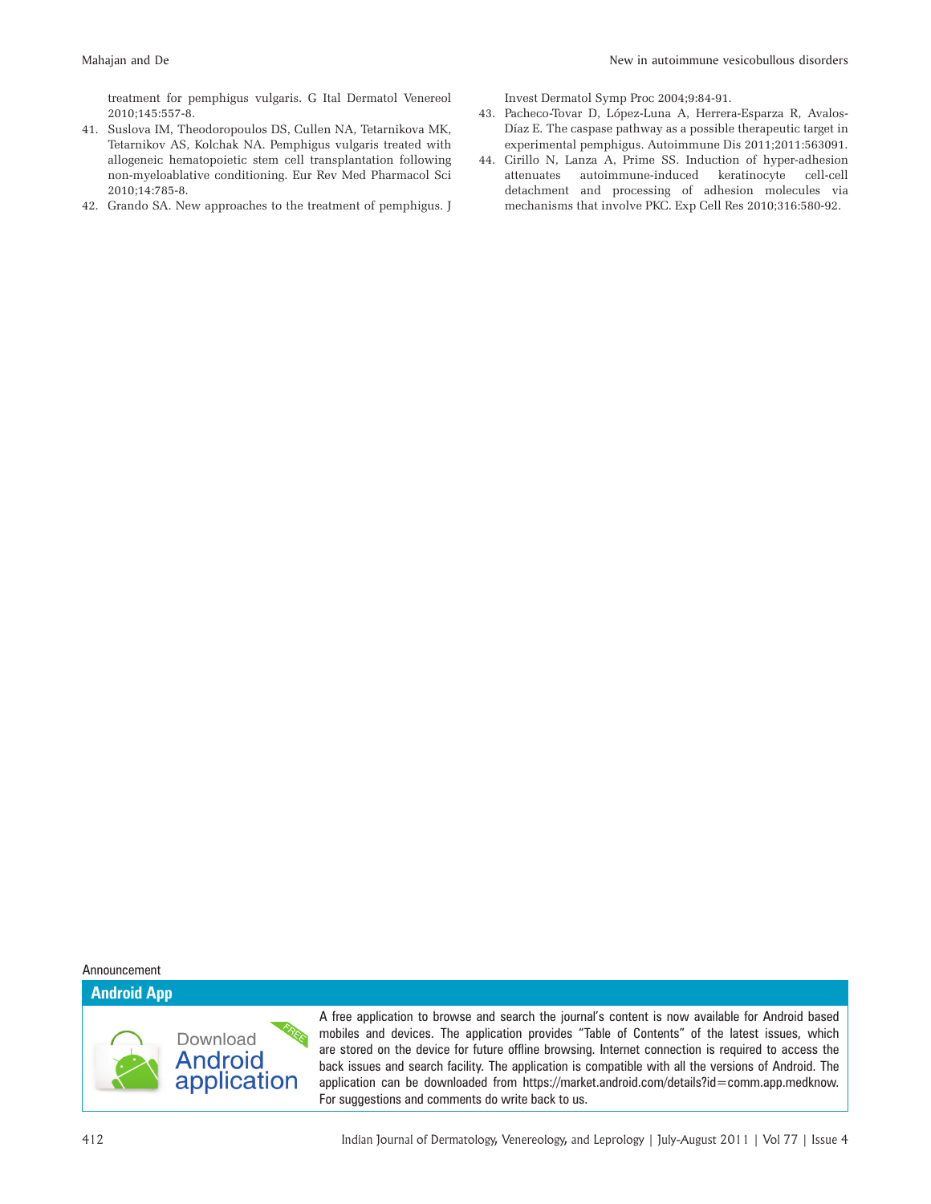treatment for pemphigus vulgaris. G Ital Dermatol Venereol 2010;145:557-8.

41. Suslova IM, Theodoropoulos DS, Cullen NA, Tetarnikova MK, Tetarnikov AS, Kolchak NA. Pemphigus vulgaris treated with allogeneic hematopoietic stem cell transplantation following non-myeloablative conditioning. Eur Rev Med Pharmacol Sci 2010;14:785-8.
42. Grando SA. New approaches to the treatment of pemphigus. J Invest Dermatol Symp Proc 2004;9:84-91.
43. Pacheco-Tovar D, López-Luna A, Herrera-Esparza R, Avalos-Díaz E. The caspase pathway as a possible therapeutic target in experimental pemphigus. Autoimmune Dis 2011;2011:563091.
44. Cirillo N, Lanza A, Prime SS. Induction of hyper-adhesion attenuates autoimmune-induced keratinocyte cell-cell detachment and processing of adhesion molecules via mechanisms that involve PKC. Exp Cell Res 2010;316:580-92.

Announcement

## Android App

Download Android application FREE

A free application to browse and search the journal's content is now available for Android based mobiles and devices. The application provides "Table of Contents" of the latest issues, which are stored on the device for future offline browsing. Internet connection is required to access the back issues and search facility. The application is compatible with all the versions of Android. The application can be downloaded from https://market.android.com/details?id=comm.app.medknow. For suggestions and comments do write back to us.